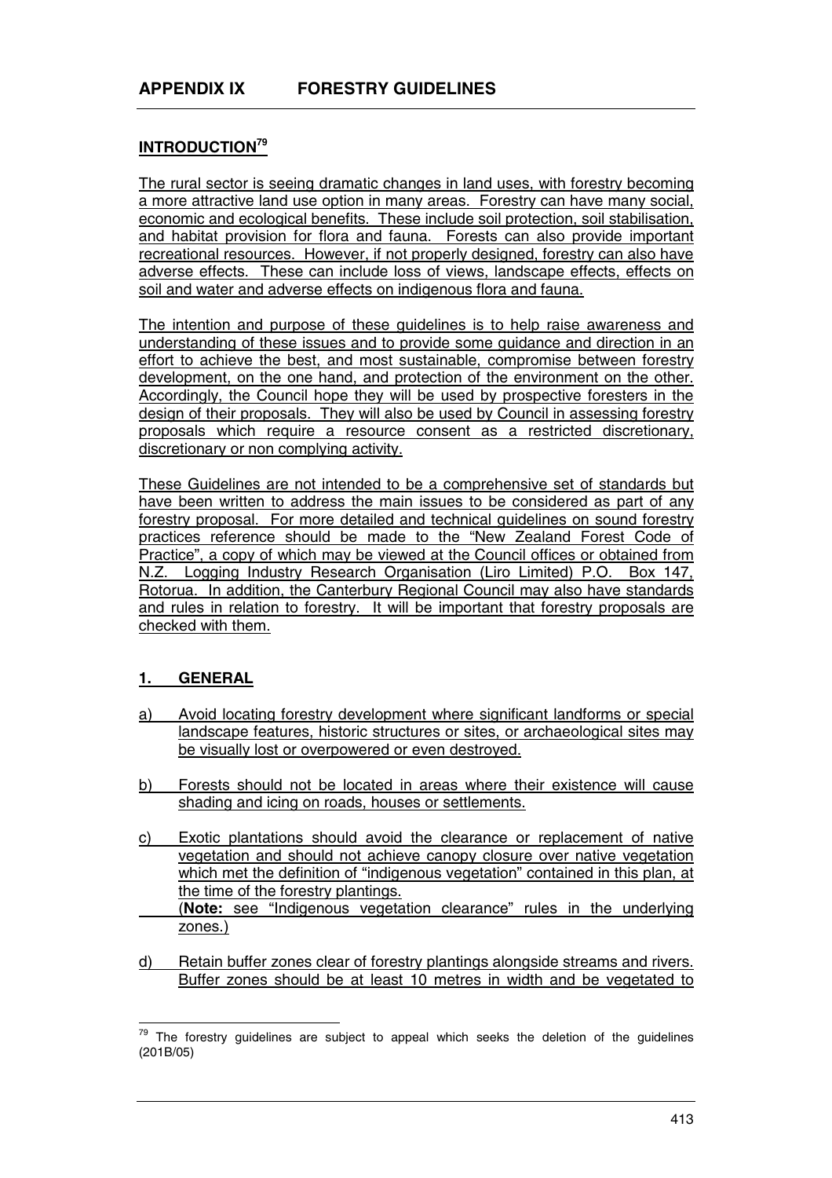# APPENDIX IX FORESTRY GUIDELINES

## INTRODUCTION[79]

The rural sector is seeing dramatic changes in land uses, with forestry becoming a more attractive land use option in many areas. Forestry can have many social, economic and ecological benefits. These include soil protection, soil stabilisation, and habitat provision for flora and fauna. Forests can also provide important recreational resources. However, if not properly designed, forestry can also have adverse effects. These can include loss of views, landscape effects, effects on soil and water and adverse effects on indigenous flora and fauna.

The intention and purpose of these guidelines is to help raise awareness and understanding of these issues and to provide some guidance and direction in an effort to achieve the best, and most sustainable, compromise between forestry development, on the one hand, and protection of the environment on the other. Accordingly, the Council hope they will be used by prospective foresters in the design of their proposals. They will also be used by Council in assessing forestry proposals which require a resource consent as a restricted discretionary, discretionary or non complying activity.

These Guidelines are not intended to be a comprehensive set of standards but have been written to address the main issues to be considered as part of any forestry proposal. For more detailed and technical guidelines on sound forestry practices reference should be made to the "New Zealand Forest Code of Practice", a copy of which may be viewed at the Council offices or obtained from N.Z. Logging Industry Research Organisation (Liro Limited) P.O. Box 147, Rotorua. In addition, the Canterbury Regional Council may also have standards and rules in relation to forestry. It will be important that forestry proposals are checked with them.

## 1. GENERAL

a) Avoid locating forestry development where significant landforms or special landscape features, historic structures or sites, or archaeological sites may be visually lost or overpowered or even destroyed.

b) Forests should not be located in areas where their existence will cause shading and icing on roads, houses or settlements.

c) Exotic plantations should avoid the clearance or replacement of native vegetation and should not achieve canopy closure over native vegetation which met the definition of "indigenous vegetation" contained in this plan, at the time of the forestry plantings.
(**Note:** see "Indigenous vegetation clearance" rules in the underlying zones.)

d) Retain buffer zones clear of forestry plantings alongside streams and rivers. Buffer zones should be at least 10 metres in width and be vegetated to

[79] The forestry guidelines are subject to appeal which seeks the deletion of the guidelines (201B/05)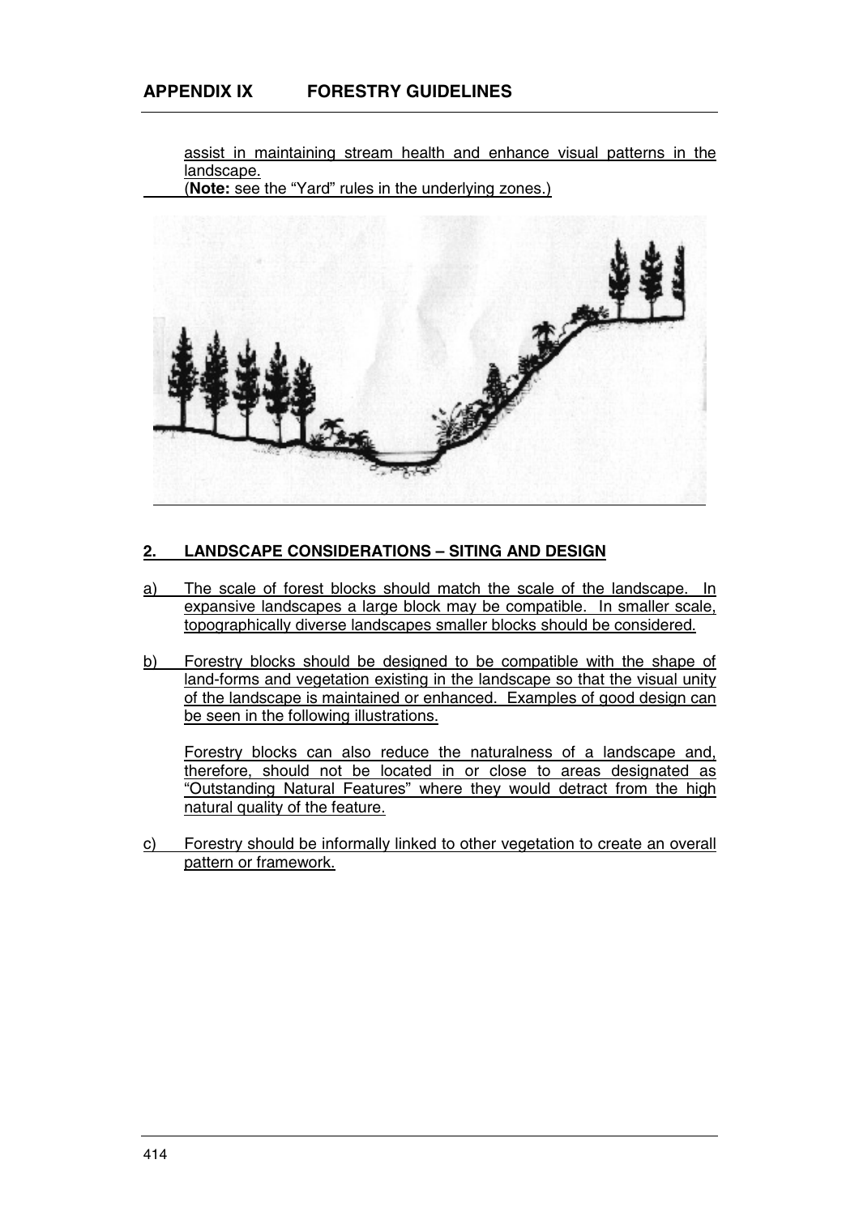assist in maintaining stream health and enhance visual patterns in the landscape.

(**Note:** see the "Yard" rules in the underlying zones.)

## 2. LANDSCAPE CONSIDERATIONS – SITING AND DESIGN

a) The scale of forest blocks should match the scale of the landscape. In expansive landscapes a large block may be compatible. In smaller scale, topographically diverse landscapes smaller blocks should be considered.

b) Forestry blocks should be designed to be compatible with the shape of land-forms and vegetation existing in the landscape so that the visual unity of the landscape is maintained or enhanced. Examples of good design can be seen in the following illustrations.

   Forestry blocks can also reduce the naturalness of a landscape and, therefore, should not be located in or close to areas designated as "Outstanding Natural Features" where they would detract from the high natural quality of the feature.

c) Forestry should be informally linked to other vegetation to create an overall pattern or framework.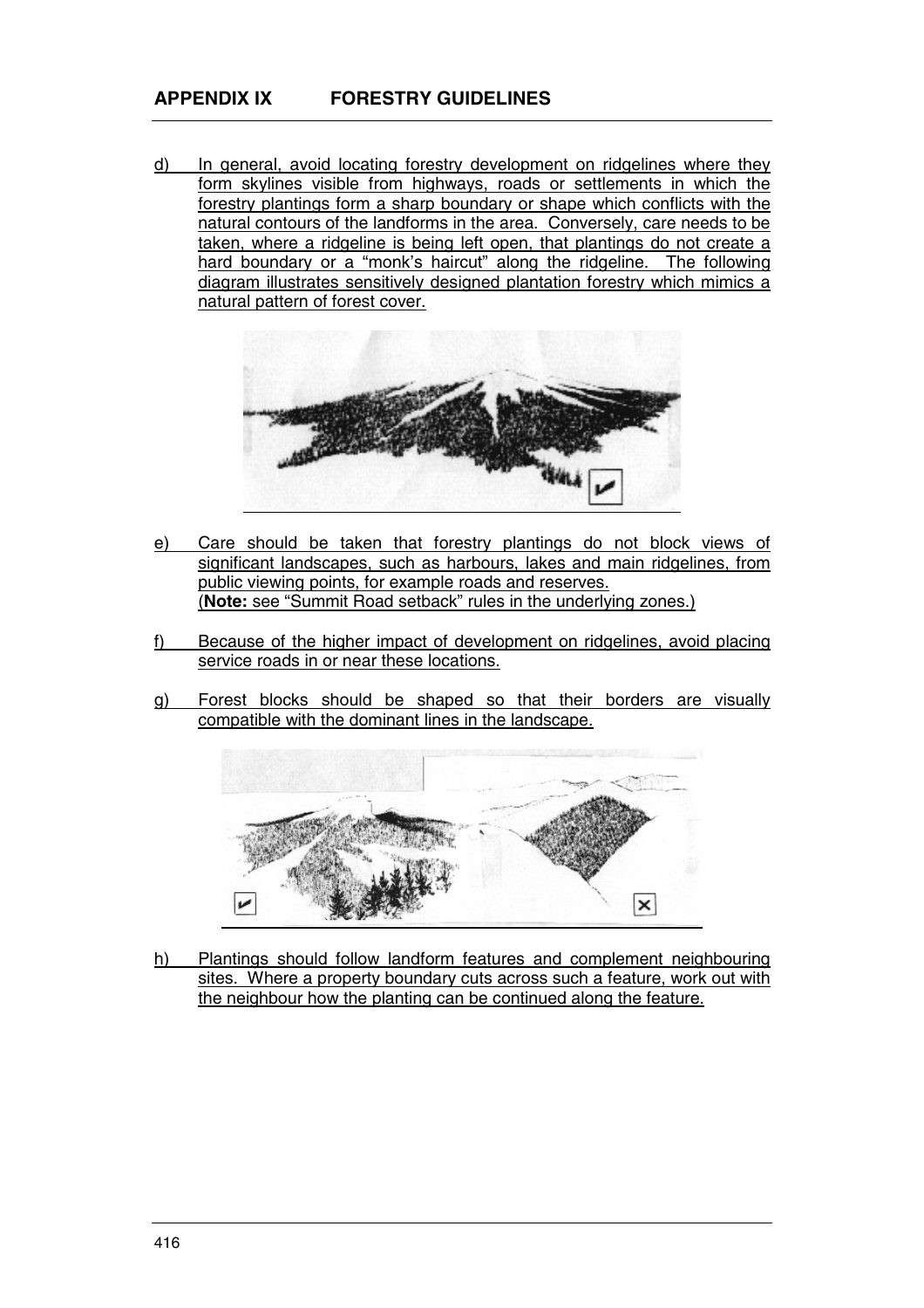## APPENDIX IX FORESTRY GUIDELINES

d) In general, avoid locating forestry development on ridgelines where they form skylines visible from highways, roads or settlements in which the forestry plantings form a sharp boundary or shape which conflicts with the natural contours of the landforms in the area. Conversely, care needs to be taken, where a ridgeline is being left open, that plantings do not create a hard boundary or a "monk's haircut" along the ridgeline. The following diagram illustrates sensitively designed plantation forestry which mimics a natural pattern of forest cover.

e) Care should be taken that forestry plantings do not block views of significant landscapes, such as harbours, lakes and main ridgelines, from public viewing points, for example roads and reserves.
(**Note:** see "Summit Road setback" rules in the underlying zones.)

f) Because of the higher impact of development on ridgelines, avoid placing service roads in or near these locations.

g) Forest blocks should be shaped so that their borders are visually compatible with the dominant lines in the landscape.

h) Plantings should follow landform features and complement neighbouring sites. Where a property boundary cuts across such a feature, work out with the neighbour how the planting can be continued along the feature.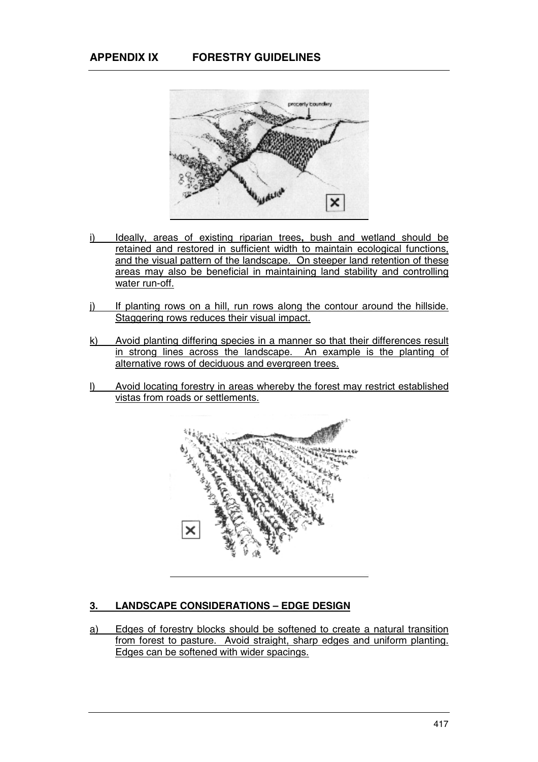## APPENDIX IX FORESTRY GUIDELINES

i) Ideally, areas of existing riparian trees, bush and wetland should be retained and restored in sufficient width to maintain ecological functions, and the visual pattern of the landscape. On steeper land retention of these areas may also be beneficial in maintaining land stability and controlling water run-off.

j) If planting rows on a hill, run rows along the contour around the hillside. Staggering rows reduces their visual impact.

k) Avoid planting differing species in a manner so that their differences result in strong lines across the landscape. An example is the planting of alternative rows of deciduous and evergreen trees.

l) Avoid locating forestry in areas whereby the forest may restrict established vistas from roads or settlements.

## 3. LANDSCAPE CONSIDERATIONS – EDGE DESIGN

a) Edges of forestry blocks should be softened to create a natural transition from forest to pasture. Avoid straight, sharp edges and uniform planting. Edges can be softened with wider spacings.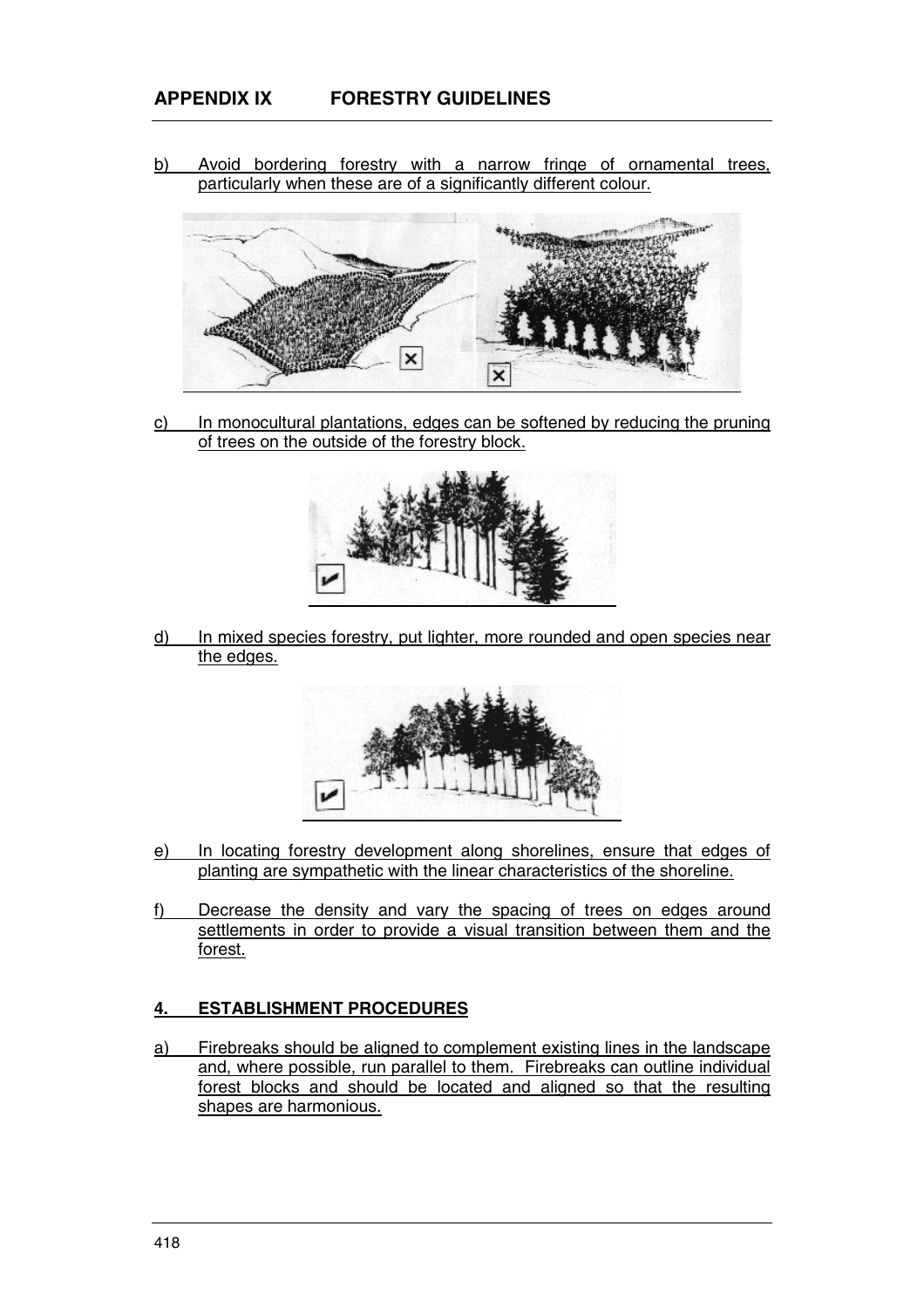b) Avoid bordering forestry with a narrow fringe of ornamental trees, particularly when these are of a significantly different colour.

c) In monocultural plantations, edges can be softened by reducing the pruning of trees on the outside of the forestry block.

d) In mixed species forestry, put lighter, more rounded and open species near the edges.

e) In locating forestry development along shorelines, ensure that edges of planting are sympathetic with the linear characteristics of the shoreline.

f) Decrease the density and vary the spacing of trees on edges around settlements in order to provide a visual transition between them and the forest.

## 4. ESTABLISHMENT PROCEDURES

a) Firebreaks should be aligned to complement existing lines in the landscape and, where possible, run parallel to them. Firebreaks can outline individual forest blocks and should be located and aligned so that the resulting shapes are harmonious.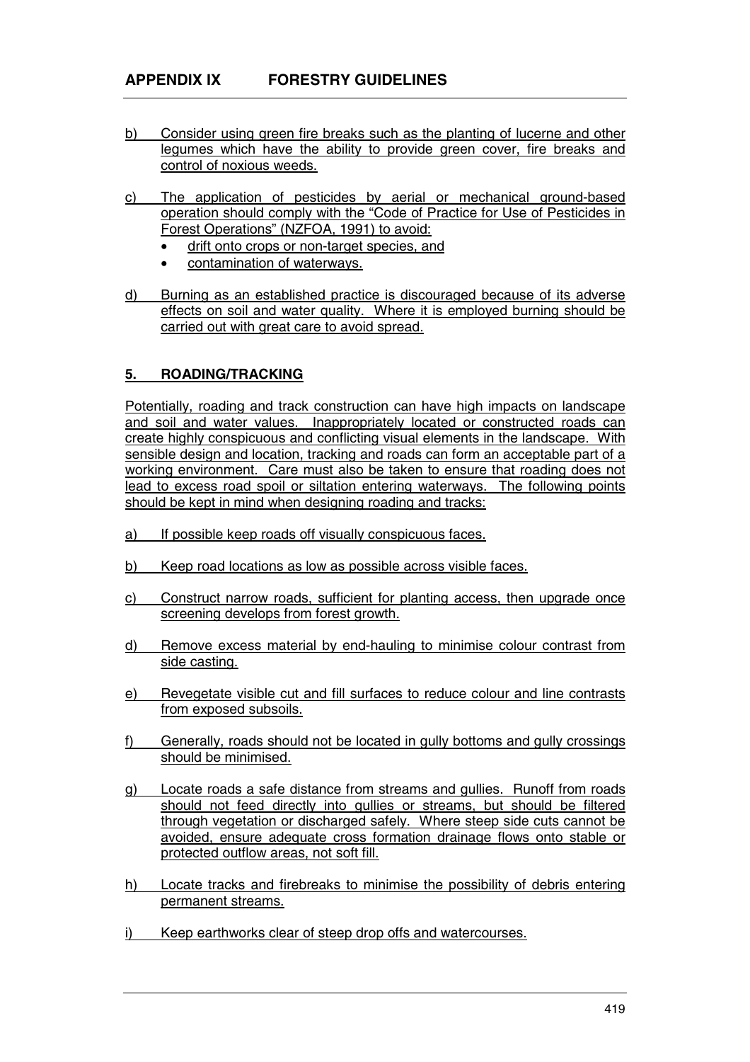b) Consider using green fire breaks such as the planting of lucerne and other legumes which have the ability to provide green cover, fire breaks and control of noxious weeds.

c) The application of pesticides by aerial or mechanical ground-based operation should comply with the "Code of Practice for Use of Pesticides in Forest Operations" (NZFOA, 1991) to avoid:
- drift onto crops or non-target species, and
- contamination of waterways.

d) Burning as an established practice is discouraged because of its adverse effects on soil and water quality. Where it is employed burning should be carried out with great care to avoid spread.

## 5. ROADING/TRACKING

Potentially, roading and track construction can have high impacts on landscape and soil and water values. Inappropriately located or constructed roads can create highly conspicuous and conflicting visual elements in the landscape. With sensible design and location, tracking and roads can form an acceptable part of a working environment. Care must also be taken to ensure that roading does not lead to excess road spoil or siltation entering waterways. The following points should be kept in mind when designing roading and tracks:

a) If possible keep roads off visually conspicuous faces.

b) Keep road locations as low as possible across visible faces.

c) Construct narrow roads, sufficient for planting access, then upgrade once screening develops from forest growth.

d) Remove excess material by end-hauling to minimise colour contrast from side casting.

e) Revegetate visible cut and fill surfaces to reduce colour and line contrasts from exposed subsoils.

f) Generally, roads should not be located in gully bottoms and gully crossings should be minimised.

g) Locate roads a safe distance from streams and gullies. Runoff from roads should not feed directly into gullies or streams, but should be filtered through vegetation or discharged safely. Where steep side cuts cannot be avoided, ensure adequate cross formation drainage flows onto stable or protected outflow areas, not soft fill.

h) Locate tracks and firebreaks to minimise the possibility of debris entering permanent streams.

i) Keep earthworks clear of steep drop offs and watercourses.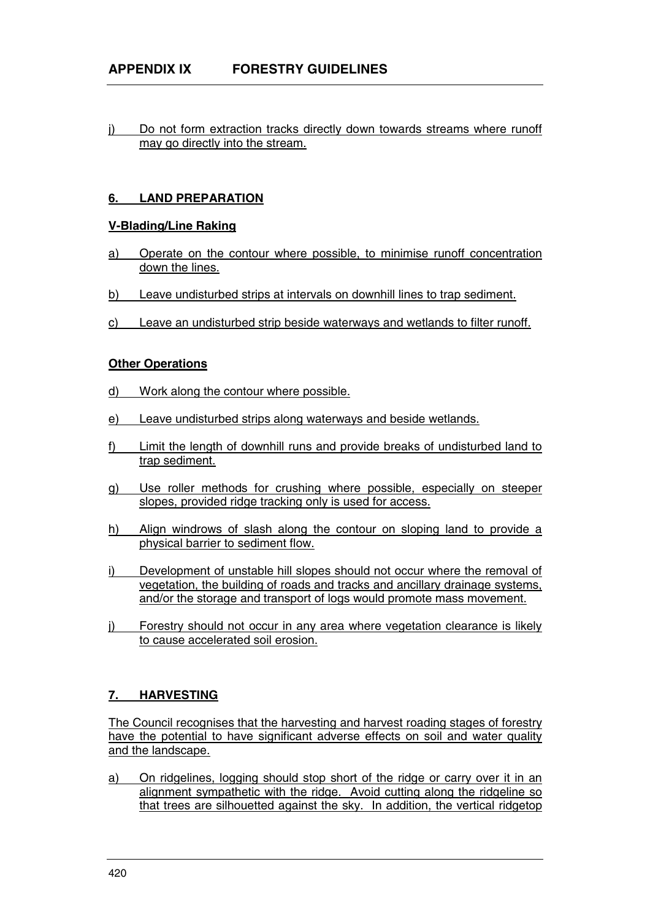j) Do not form extraction tracks directly down towards streams where runoff may go directly into the stream.

## 6. LAND PREPARATION

### V-Blading/Line Raking

a) Operate on the contour where possible, to minimise runoff concentration down the lines.

b) Leave undisturbed strips at intervals on downhill lines to trap sediment.

c) Leave an undisturbed strip beside waterways and wetlands to filter runoff.

### Other Operations

d) Work along the contour where possible.

e) Leave undisturbed strips along waterways and beside wetlands.

f) Limit the length of downhill runs and provide breaks of undisturbed land to trap sediment.

g) Use roller methods for crushing where possible, especially on steeper slopes, provided ridge tracking only is used for access.

h) Align windrows of slash along the contour on sloping land to provide a physical barrier to sediment flow.

i) Development of unstable hill slopes should not occur where the removal of vegetation, the building of roads and tracks and ancillary drainage systems, and/or the storage and transport of logs would promote mass movement.

j) Forestry should not occur in any area where vegetation clearance is likely to cause accelerated soil erosion.

## 7. HARVESTING

The Council recognises that the harvesting and harvest roading stages of forestry have the potential to have significant adverse effects on soil and water quality and the landscape.

a) On ridgelines, logging should stop short of the ridge or carry over it in an alignment sympathetic with the ridge. Avoid cutting along the ridgeline so that trees are silhouetted against the sky. In addition, the vertical ridgetop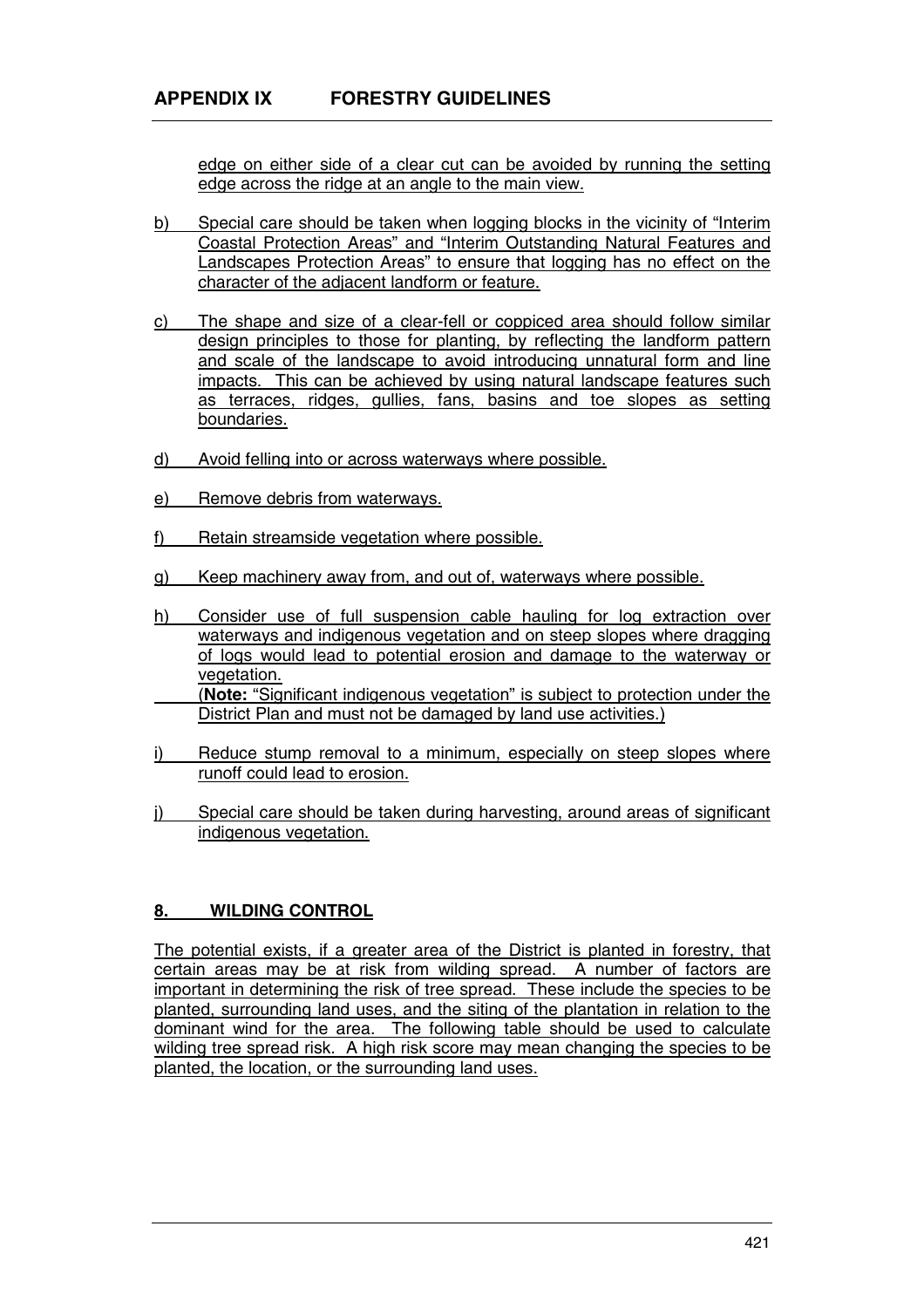edge on either side of a clear cut can be avoided by running the setting edge across the ridge at an angle to the main view.

b) Special care should be taken when logging blocks in the vicinity of "Interim Coastal Protection Areas" and "Interim Outstanding Natural Features and Landscapes Protection Areas" to ensure that logging has no effect on the character of the adjacent landform or feature.

c) The shape and size of a clear-fell or coppiced area should follow similar design principles to those for planting, by reflecting the landform pattern and scale of the landscape to avoid introducing unnatural form and line impacts. This can be achieved by using natural landscape features such as terraces, ridges, gullies, fans, basins and toe slopes as setting boundaries.

d) Avoid felling into or across waterways where possible.

e) Remove debris from waterways.

f) Retain streamside vegetation where possible.

g) Keep machinery away from, and out of, waterways where possible.

h) Consider use of full suspension cable hauling for log extraction over waterways and indigenous vegetation and on steep slopes where dragging of logs would lead to potential erosion and damage to the waterway or vegetation.
(**Note:** "Significant indigenous vegetation" is subject to protection under the District Plan and must not be damaged by land use activities.)

i) Reduce stump removal to a minimum, especially on steep slopes where runoff could lead to erosion.

j) Special care should be taken during harvesting, around areas of significant indigenous vegetation.

## 8. WILDING CONTROL

The potential exists, if a greater area of the District is planted in forestry, that certain areas may be at risk from wilding spread. A number of factors are important in determining the risk of tree spread. These include the species to be planted, surrounding land uses, and the siting of the plantation in relation to the dominant wind for the area. The following table should be used to calculate wilding tree spread risk. A high risk score may mean changing the species to be planted, the location, or the surrounding land uses.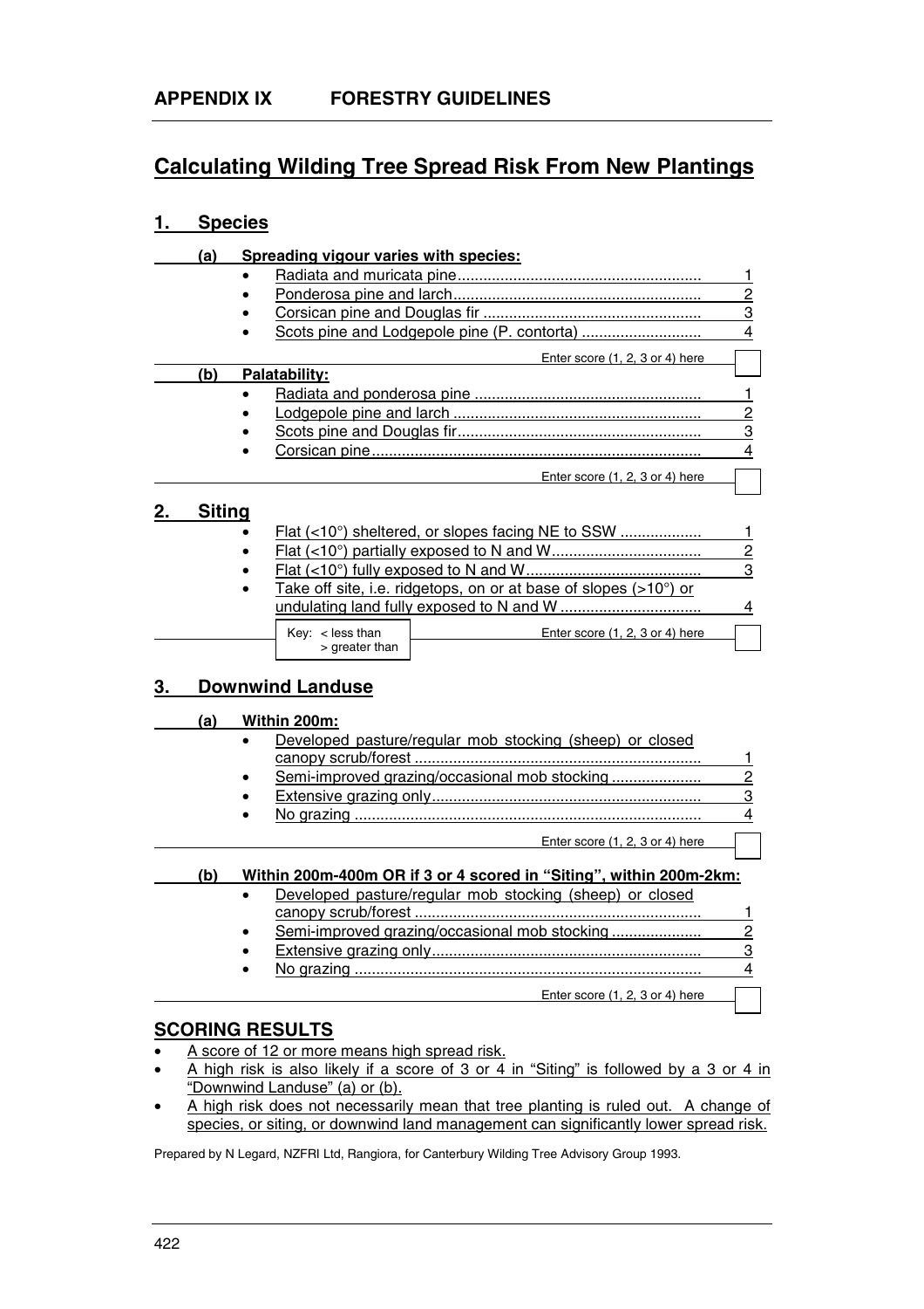## APPENDIX IX FORESTRY GUIDELINES

# Calculating Wilding Tree Spread Risk From New Plantings

## 1. Species

### (a) Spreading vigour varies with species:

- Radiata and muricata pine........................................................ 1
- Ponderosa pine and larch......................................................... 2
- Corsican pine and Douglas fir .................................................. 3
- Scots pine and Lodgepole pine (P. contorta) ........................... 4

Enter score (1, 2, 3 or 4) here

### (b) Palatability:

- Radiata and ponderosa pine .................................................... 1
- Lodgepole pine and larch ......................................................... 2
- Scots pine and Douglas fir........................................................ 3
- Corsican pine............................................................................ 4

Enter score (1, 2, 3 or 4) here

## 2. Siting

- Flat (<10°) sheltered, or slopes facing NE to SSW ................... 1
- Flat (<10°) partially exposed to N and W.................................. 2
- Flat (<10°) fully exposed to N and W........................................ 3
- Take off site, i.e. ridgetops, on or at base of slopes (>10°) or undulating land fully exposed to N and W ................................ 4

Key: < less than
> greater than

Enter score (1, 2, 3 or 4) here

## 3. Downwind Landuse

### (a) Within 200m:

- Developed pasture/regular mob stocking (sheep) or closed canopy scrub/forest ................................................................... 1
- Semi-improved grazing/occasional mob stocking ..................... 2
- Extensive grazing only............................................................... 3
- No grazing ................................................................................. 4

Enter score (1, 2, 3 or 4) here

### (b) Within 200m-400m OR if 3 or 4 scored in "Siting", within 200m-2km:

- Developed pasture/regular mob stocking (sheep) or closed canopy scrub/forest ................................................................... 1
- Semi-improved grazing/occasional mob stocking ..................... 2
- Extensive grazing only............................................................... 3
- No grazing ................................................................................. 4

Enter score (1, 2, 3 or 4) here

## SCORING RESULTS

- A score of 12 or more means high spread risk.
- A high risk is also likely if a score of 3 or 4 in "Siting" is followed by a 3 or 4 in "Downwind Landuse" (a) or (b).
- A high risk does not necessarily mean that tree planting is ruled out. A change of species, or siting, or downwind land management can significantly lower spread risk.

Prepared by N Legard, NZFRI Ltd, Rangiora, for Canterbury Wilding Tree Advisory Group 1993.